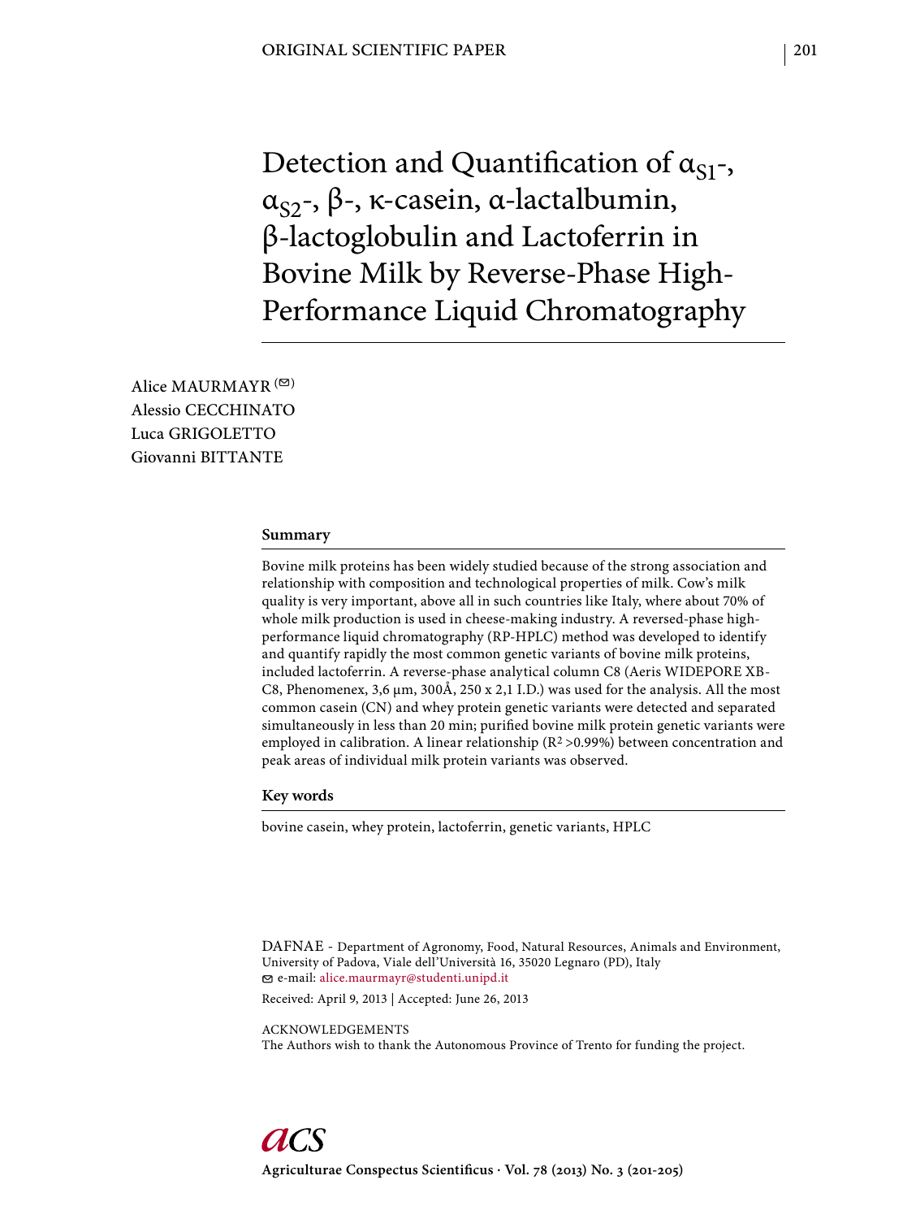ORIGINAL SCIENTIFIC PAPER

# Detection and Quantification of $\alpha_{S1}$-, $\alpha_{S2}$-, β-, κ-casein, α-lactalbumin, β-lactoglobulin and Lactoferrin in Bovine Milk by Reverse-Phase High-Performance Liquid Chromatography

Alice MAURMAYR (✉)
Alessio CECCHINATO
Luca GRIGOLETTO
Giovanni BITTANTE

## Summary

Bovine milk proteins has been widely studied because of the strong association and relationship with composition and technological properties of milk. Cow's milk quality is very important, above all in such countries like Italy, where about 70% of whole milk production is used in cheese-making industry. A reversed-phase high-performance liquid chromatography (RP-HPLC) method was developed to identify and quantify rapidly the most common genetic variants of bovine milk proteins, included lactoferrin. A reverse-phase analytical column C8 (Aeris WIDEPORE XB-C8, Phenomenex, 3,6 µm, 300Å, 250 x 2,1 I.D.) was used for the analysis. All the most common casein (CN) and whey protein genetic variants were detected and separated simultaneously in less than 20 min; purified bovine milk protein genetic variants were employed in calibration. A linear relationship ($R^2$ >0.99%) between concentration and peak areas of individual milk protein variants was observed.

## Key words

bovine casein, whey protein, lactoferrin, genetic variants, HPLC

DAFNAE - Department of Agronomy, Food, Natural Resources, Animals and Environment, University of Padova, Viale dell'Università 16, 35020 Legnaro (PD), Italy
✉ e-mail: alice.maurmayr@studenti.unipd.it

Received: April 9, 2013 | Accepted: June 26, 2013

ACKNOWLEDGEMENTS
The Authors wish to thank the Autonomous Province of Trento for funding the project.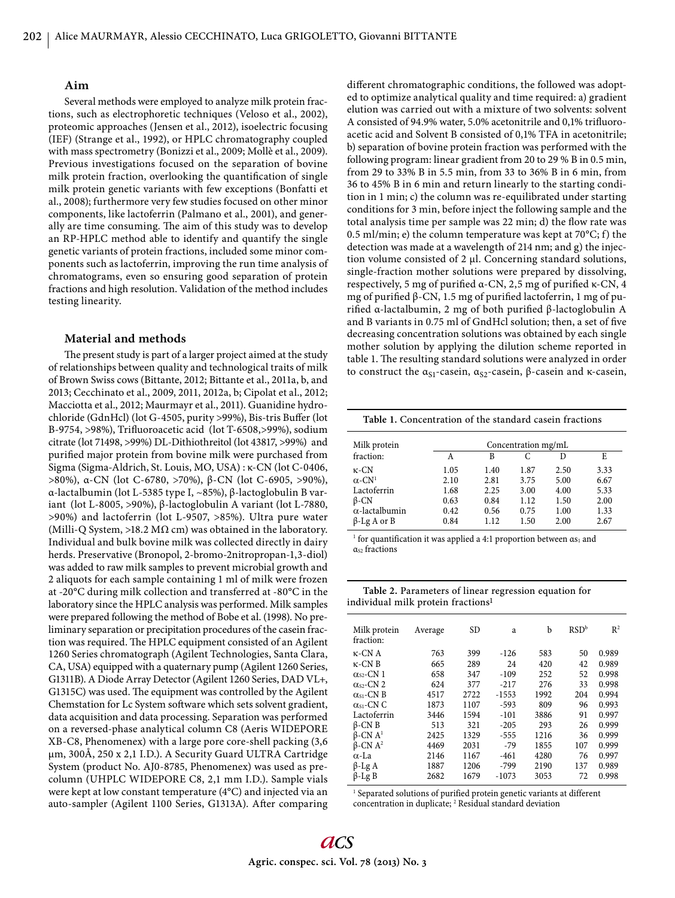### Aim

Several methods were employed to analyze milk protein fractions, such as electrophoretic techniques (Veloso et al., 2002), proteomic approaches (Jensen et al., 2012), isoelectric focusing (IEF) (Strange et al., 1992), or HPLC chromatography coupled with mass spectrometry (Bonizzi et al., 2009; Mollè et al., 2009). Previous investigations focused on the separation of bovine milk protein fraction, overlooking the quantification of single milk protein genetic variants with few exceptions (Bonfatti et al., 2008); furthermore very few studies focused on other minor components, like lactoferrin (Palmano et al., 2001), and generally are time consuming. The aim of this study was to develop an RP-HPLC method able to identify and quantify the single genetic variants of protein fractions, included some minor components such as lactoferrin, improving the run time analysis of chromatograms, even so ensuring good separation of protein fractions and high resolution. Validation of the method includes testing linearity.

### Material and methods

The present study is part of a larger project aimed at the study of relationships between quality and technological traits of milk of Brown Swiss cows (Bittante, 2012; Bittante et al., 2011a, b, and 2013; Cecchinato et al., 2009, 2011, 2012a, b; Cipolat et al., 2012; Macciotta et al., 2012; Maurmayr et al., 2011). Guanidine hydrochloride (GdnHCl) (lot G-4505, purity >99%), Bis-tris Buffer (lot B-9754, >98%), Trifluoroacetic acid (lot T-6508,>99%), sodium citrate (lot 71498, >99%) DL-Dithiothreitol (lot 43817, >99%) and purified major protein from bovine milk were purchased from Sigma (Sigma-Aldrich, St. Louis, MO, USA) : κ-CN (lot C-0406, >80%), α-CN (lot C-6780, >70%), β-CN (lot C-6905, >90%), α-lactalbumin (lot L-5385 type I, ~85%), β-lactoglobulin B variant (lot L-8005, >90%), β-lactoglobulin A variant (lot L-7880, >90%) and lactoferrin (lot L-9507, >85%). Ultra pure water (Milli-Q System, >18.2 MΩ cm) was obtained in the laboratory. Individual and bulk bovine milk was collected directly in dairy herds. Preservative (Bronopol, 2-bromo-2nitropropan-1,3-diol) was added to raw milk samples to prevent microbial growth and 2 aliquots for each sample containing 1 ml of milk were frozen at -20°C during milk collection and transferred at -80°C in the laboratory since the HPLC analysis was performed. Milk samples were prepared following the method of Bobe et al. (1998). No preliminary separation or precipitation procedures of the casein fraction was required. The HPLC equipment consisted of an Agilent 1260 Series chromatograph (Agilent Technologies, Santa Clara, CA, USA) equipped with a quaternary pump (Agilent 1260 Series, G1311B). A Diode Array Detector (Agilent 1260 Series, DAD VL+, G1315C) was used. The equipment was controlled by the Agilent Chemstation for Lc System software which sets solvent gradient, data acquisition and data processing. Separation was performed on a reversed-phase analytical column C8 (Aeris WIDEPORE XB-C8, Phenomenex) with a large pore core-shell packing (3,6 μm, 300Å, 250 x 2,1 I.D.). A Security Guard ULTRA Cartridge System (product No. AJ0-8785, Phenomenex) was used as pre-column (UHPLC WIDEPORE C8, 2,1 mm I.D.). Sample vials were kept at low constant temperature (4°C) and injected via an auto-sampler (Agilent 1100 Series, G1313A). After comparing different chromatographic conditions, the followed was adopted to optimize analytical quality and time required: a) gradient elution was carried out with a mixture of two solvents: solvent A consisted of 94.9% water, 5.0% acetonitrile and 0,1% trifluoroacetic acid and Solvent B consisted of 0,1% TFA in acetonitrile; b) separation of bovine protein fraction was performed with the following program: linear gradient from 20 to 29 % B in 0.5 min, from 29 to 33% B in 5.5 min, from 33 to 36% B in 6 min, from 36 to 45% B in 6 min and return linearly to the starting condition in 1 min; c) the column was re-equilibrated under starting conditions for 3 min, before inject the following sample and the total analysis time per sample was 22 min; d) the flow rate was 0.5 ml/min; e) the column temperature was kept at 70°C; f) the detection was made at a wavelength of 214 nm; and g) the injection volume consisted of 2 μl. Concerning standard solutions, single-fraction mother solutions were prepared by dissolving, respectively, 5 mg of purified α-CN, 2,5 mg of purified κ-CN, 4 mg of purified β-CN, 1.5 mg of purified lactoferrin, 1 mg of purified α-lactalbumin, 2 mg of both purified β-lactoglobulin A and B variants in 0.75 ml of GndHCl solution; then, a set of five decreasing concentration solutions was obtained by each single mother solution by applying the dilution scheme reported in table 1. The resulting standard solutions were analyzed in order to construct the $\alpha_{S1}$-casein, $\alpha_{S2}$-casein, β-casein and κ-casein,

**Table 1.** Concentration of the standard casein fractions

| Milk protein fraction: | Concentration mg/mL | | | | |
|---|---|---|---|---|---|
| | A | B | C | D | E |
| κ-CN | 1.05 | 1.40 | 1.87 | 2.50 | 3.33 |
| α-CN[1] | 2.10 | 2.81 | 3.75 | 5.00 | 6.67 |
| Lactoferrin | 1.68 | 2.25 | 3.00 | 4.00 | 5.33 |
| β-CN | 0.63 | 0.84 | 1.12 | 1.50 | 2.00 |
| α-lactalbumin | 0.42 | 0.56 | 0.75 | 1.00 | 1.33 |
| β-Lg A or B | 0.84 | 1.12 | 1.50 | 2.00 | 2.67 |

[1] for quantification it was applied a 4:1 proportion between $\alpha_{S1}$ and $\alpha_{S2}$ fractions

**Table 2.** Parameters of linear regression equation for individual milk protein fractions[1]

| Milk protein fraction: | Average | SD | a | b | RSD[b] | $R^2$ |
|---|---|---|---|---|---|---|
| κ-CN A | 763 | 399 | -126 | 583 | 50 | 0.989 |
| κ-CN B | 665 | 289 | 24 | 420 | 42 | 0.989 |
| $\alpha_{S2}$-CN 1 | 658 | 347 | -109 | 252 | 52 | 0.998 |
| $\alpha_{S2}$-CN 2 | 624 | 377 | -217 | 276 | 33 | 0.998 |
| $\alpha_{S1}$-CN B | 4517 | 2722 | -1553 | 1992 | 204 | 0.994 |
| $\alpha_{S1}$-CN C | 1873 | 1107 | -593 | 809 | 96 | 0.993 |
| Lactoferrin | 3446 | 1594 | -101 | 3886 | 91 | 0.997 |
| β-CN B | 513 | 321 | -205 | 293 | 26 | 0.999 |
| β-CN A[1] | 2425 | 1329 | -555 | 1216 | 36 | 0.999 |
| β-CN A[2] | 4469 | 2031 | -79 | 1855 | 107 | 0.999 |
| α-La | 2146 | 1167 | -461 | 4280 | 76 | 0.997 |
| β-Lg A | 1887 | 1206 | -799 | 2190 | 137 | 0.989 |
| β-Lg B | 2682 | 1679 | -1073 | 3053 | 72 | 0.998 |

[1] Separated solutions of purified protein genetic variants at different concentration in duplicate; [2] Residual standard deviation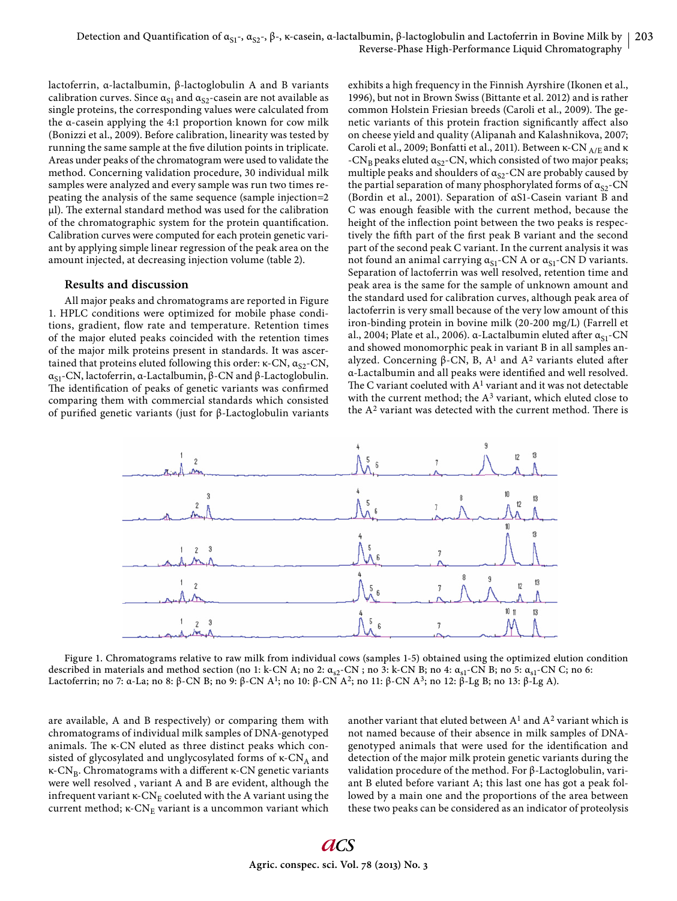lactoferrin, α-lactalbumin, β-lactoglobulin A and B variants calibration curves. Since $\alpha_{S1}$ and $\alpha_{S2}$-casein are not available as single proteins, the corresponding values were calculated from the α-casein applying the 4:1 proportion known for cow milk (Bonizzi et al., 2009). Before calibration, linearity was tested by running the same sample at the five dilution points in triplicate. Areas under peaks of the chromatogram were used to validate the method. Concerning validation procedure, 30 individual milk samples were analyzed and every sample was run two times repeating the analysis of the same sequence (sample injection=2 μl). The external standard method was used for the calibration of the chromatographic system for the protein quantification. Calibration curves were computed for each protein genetic variant by applying simple linear regression of the peak area on the amount injected, at decreasing injection volume (table 2).

## Results and discussion

All major peaks and chromatograms are reported in Figure 1. HPLC conditions were optimized for mobile phase conditions, gradient, flow rate and temperature. Retention times of the major eluted peaks coincided with the retention times of the major milk proteins present in standards. It was ascertained that proteins eluted following this order: κ-CN, $\alpha_{S2}$-CN, $\alpha_{S1}$-CN, lactoferrin, α-Lactalbumin, β-CN and β-Lactoglobulin. The identification of peaks of genetic variants was confirmed comparing them with commercial standards which consisted of purified genetic variants (just for β-Lactoglobulin variants are available, A and B respectively) or comparing them with chromatograms of individual milk samples of DNA-genotyped animals. The κ-CN eluted as three distinct peaks which consisted of glycosylated and unglycosylated forms of κ-$CN_A$ and κ-$CN_B$. Chromatograms with a different κ-CN genetic variants were well resolved , variant A and B are evident, although the infrequent variant κ-$CN_E$ coeluted with the A variant using the current method; κ-$CN_E$ variant is a uncommon variant which exhibits a high frequency in the Finnish Ayrshire (Ikonen et al., 1996), but not in Brown Swiss (Bittante et al. 2012) and is rather common Holstein Friesian breeds (Caroli et al., 2009). The genetic variants of this protein fraction significantly affect also on cheese yield and quality (Alipanah and Kalashnikova, 2007; Caroli et al., 2009; Bonfatti et al., 2011). Between κ-$CN_{A/E}$ and κ-$CN_B$ peaks eluted $\alpha_{S2}$-CN, which consisted of two major peaks; multiple peaks and shoulders of $\alpha_{S2}$-CN are probably caused by the partial separation of many phosphorylated forms of $\alpha_{S2}$-CN (Bordin et al., 2001). Separation of αS1-Casein variant B and C was enough feasible with the current method, because the height of the inflection point between the two peaks is respectively the fifth part of the first peak B variant and the second part of the second peak C variant. In the current analysis it was not found an animal carrying $\alpha_{S1}$-CN A or $\alpha_{S1}$-CN D variants. Separation of lactoferrin was well resolved, retention time and peak area is the same for the sample of unknown amount and the standard used for calibration curves, although peak area of lactoferrin is very small because of the very low amount of this iron-binding protein in bovine milk (20-200 mg/L) (Farrell et al., 2004; Plate et al., 2006). α-Lactalbumin eluted after $\alpha_{S1}$-CN and showed monomorphic peak in variant B in all samples analyzed. Concerning β-CN, B, $A^1$ and $A^2$ variants eluted after α-Lactalbumin and all peaks were identified and well resolved. The C variant coeluted with $A^1$ variant and it was not detectable with the current method; the $A^3$ variant, which eluted close to the $A^2$ variant was detected with the current method. There is another variant that eluted between $A^1$ and $A^2$ variant which is not named because of their absence in milk samples of DNA-genotyped animals that were used for the identification and detection of the major milk protein genetic variants during the validation procedure of the method. For β-Lactoglobulin, variant B eluted before variant A; this last one has got a peak followed by a main one and the proportions of the area between these two peaks can be considered as an indicator of proteolysis

Figure 1. Chromatograms relative to raw milk from individual cows (samples 1-5) obtained using the optimized elution condition described in materials and method section (no 1: k-CN A; no 2: $\alpha_{s2}$-CN ; no 3: k-CN B; no 4: $\alpha_{s1}$-CN B; no 5: $\alpha_{s1}$-CN C; no 6: Lactoferrin; no 7: α-La; no 8: β-CN B; no 9: β-CN $A^1$; no 10: β-CN $A^2$; no 11: β-CN $A^3$; no 12: β-Lg B; no 13: β-Lg A).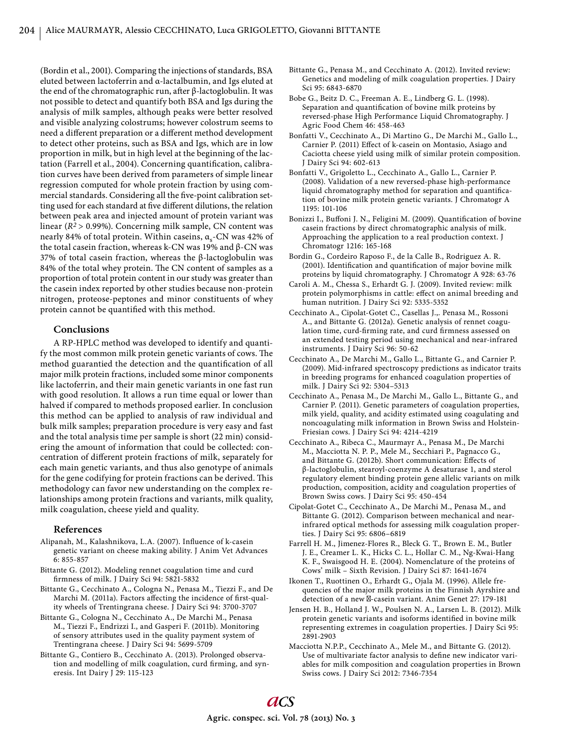(Bordin et al., 2001). Comparing the injections of standards, BSA eluted between lactoferrin and α-lactalbumin, and Igs eluted at the end of the chromatographic run, after β-lactoglobulin. It was not possible to detect and quantify both BSA and Igs during the analysis of milk samples, although peaks were better resolved and visible analyzing colostrums; however colostrum seems to need a different preparation or a different method development to detect other proteins, such as BSA and Igs, which are in low proportion in milk, but in high level at the beginning of the lactation (Farrell et al., 2004). Concerning quantification, calibration curves have been derived from parameters of simple linear regression computed for whole protein fraction by using commercial standards. Considering all the five-point calibration setting used for each standard at five different dilutions, the relation between peak area and injected amount of protein variant was linear ($R^2 > 0.99\%$). Concerning milk sample, CN content was nearly 84% of total protein. Within caseins, $\alpha_s$-CN was 42% of the total casein fraction, whereas k-CN was 19% and β-CN was 37% of total casein fraction, whereas the β-lactoglobulin was 84% of the total whey protein. The CN content of samples as a proportion of total protein content in our study was greater than the casein index reported by other studies because non-protein nitrogen, proteose-peptones and minor constituents of whey protein cannot be quantified with this method.

## Conclusions

A RP-HPLC method was developed to identify and quantify the most common milk protein genetic variants of cows. The method guarantied the detection and the quantification of all major milk protein fractions, included some minor components like lactoferrin, and their main genetic variants in one fast run with good resolution. It allows a run time equal or lower than halved if compared to methods proposed earlier. In conclusion this method can be applied to analysis of raw individual and bulk milk samples; preparation procedure is very easy and fast and the total analysis time per sample is short (22 min) considering the amount of information that could be collected: concentration of different protein fractions of milk, separately for each main genetic variants, and thus also genotype of animals for the gene codifying for protein fractions can be derived. This methodology can favor new understanding on the complex relationships among protein fractions and variants, milk quality, milk coagulation, cheese yield and quality.

## References

Alipanah, M., Kalashnikova, L.A. (2007). Influence of k-casein genetic variant on cheese making ability. J Anim Vet Advances 6: 855-857

Bittante G. (2012). Modeling rennet coagulation time and curd firmness of milk. J Dairy Sci 94: 5821-5832

Bittante G., Cecchinato A., Cologna N., Penasa M., Tiezzi F., and De Marchi M. (2011a). Factors affecting the incidence of first-quality wheels of Trentingrana cheese. J Dairy Sci 94: 3700-3707

Bittante G., Cologna N., Cecchinato A., De Marchi M., Penasa M., Tiezzi F., Endrizzi I., and Gasperi F. (2011b). Monitoring of sensory attributes used in the quality payment system of Trentingrana cheese. J Dairy Sci 94: 5699-5709

Bittante G., Contiero B., Cecchinato A. (2013). Prolonged observation and modelling of milk coagulation, curd firming, and syneresis. Int Dairy J 29: 115-123

Bittante G., Penasa M., and Cecchinato A. (2012). Invited review: Genetics and modeling of milk coagulation properties. J Dairy Sci 95: 6843-6870

Bobe G., Beitz D. C., Freeman A. E., Lindberg G. L. (1998). Separation and quantification of bovine milk proteins by reversed-phase High Performance Liquid Chromatography. J Agric Food Chem 46: 458-463

Bonfatti V., Cecchinato A., Di Martino G., De Marchi M., Gallo L., Carnier P. (2011) Effect of k-casein on Montasio, Asiago and Caciotta cheese yield using milk of similar protein composition. J Dairy Sci 94: 602-613

Bonfatti V., Grigoletto L., Cecchinato A., Gallo L., Carnier P. (2008). Validation of a new reversed-phase high-performance liquid chromatography method for separation and quantification of bovine milk protein genetic variants. J Chromatogr A 1195: 101-106

Bonizzi I., Buffoni J. N., Feligini M. (2009). Quantification of bovine casein fractions by direct chromatographic analysis of milk. Approaching the application to a real production context. J Chromatogr 1216: 165-168

Bordin G., Cordeiro Raposo F., de la Calle B., Rodriguez A. R. (2001). Identification and quantification of major bovine milk proteins by liquid chromatography. J Chromatogr A 928: 63-76

Caroli A. M., Chessa S., Erhardt G. J. (2009). Invited review: milk protein polymorphisms in cattle: effect on animal breeding and human nutrition. J Dairy Sci 92: 5335-5352

Cecchinato A., Cipolat-Gotet C., Casellas J.,. Penasa M., Rossoni A., and Bittante G. (2012a). Genetic analysis of rennet coagulation time, curd-firming rate, and curd firmness assessed on an extended testing period using mechanical and near-infrared instruments. J Dairy Sci 96: 50-62

Cecchinato A., De Marchi M., Gallo L., Bittante G., and Carnier P. (2009). Mid-infrared spectroscopy predictions as indicator traits in breeding programs for enhanced coagulation properties of milk. J Dairy Sci 92: 5304–5313

Cecchinato A., Penasa M., De Marchi M., Gallo L., Bittante G., and Carnier P. (2011). Genetic parameters of coagulation properties, milk yield, quality, and acidity estimated using coagulating and noncoagulating milk information in Brown Swiss and Holstein-Friesian cows. J Dairy Sci 94: 4214-4219

Cecchinato A., Ribeca C., Maurmayr A., Penasa M., De Marchi M., Macciotta N. P. P., Mele M., Secchiari P., Pagnacco G., and Bittante G. (2012b). Short communication: Effects of β-lactoglobulin, stearoyl-coenzyme A desaturase 1, and sterol regulatory element binding protein gene allelic variants on milk production, composition, acidity and coagulation properties of Brown Swiss cows. J Dairy Sci 95: 450-454

Cipolat-Gotet C., Cecchinato A., De Marchi M., Penasa M., and Bittante G. (2012). Comparison between mechanical and near-infrared optical methods for assessing milk coagulation properties. J Dairy Sci 95: 6806–6819

Farrell H. M., Jimenez-Flores R., Bleck G. T., Brown E. M., Butler J. E., Creamer L. K., Hicks C. L., Hollar C. M., Ng-Kwai-Hang K. F., Swaisgood H. E. (2004). Nomenclature of the proteins of Cows' milk – Sixth Revision. J Dairy Sci 87: 1641-1674

Ikonen T., Ruottinen O., Erhardt G., Ojala M. (1996). Allele frequencies of the major milk proteins in the Finnish Ayrshire and detection of a new -casein variant. Anim Genet 27: 179-181

Jensen H. B., Holland J. W., Poulsen N. A., Larsen L. B. (2012). Milk protein genetic variants and isoforms identified in bovine milk representing extremes in coagulation properties. J Dairy Sci 95: 2891-2903

Macciotta N.P.P., Cecchinato A., Mele M., and Bittante G. (2012). Use of multivariate factor analysis to define new indicator variables for milk composition and coagulation properties in Brown Swiss cows. J Dairy Sci 2012: 7346-7354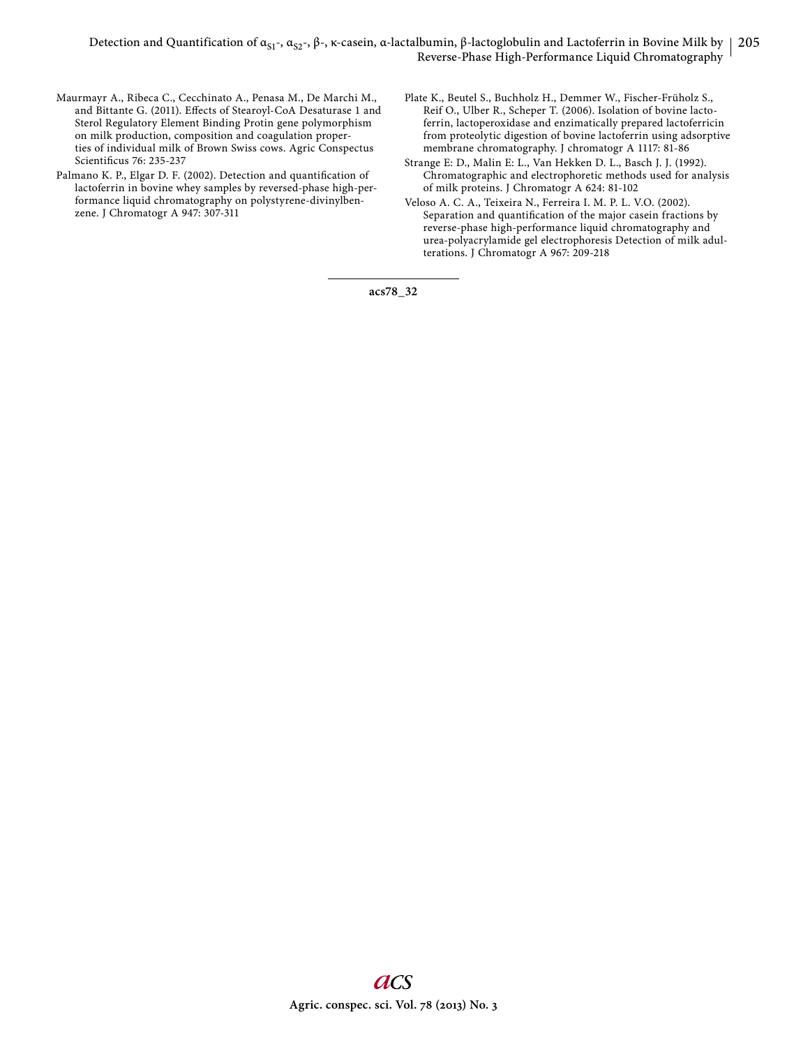Maurmayr A., Ribeca C., Cecchinato A., Penasa M., De Marchi M., and Bittante G. (2011). Effects of Stearoyl-CoA Desaturase 1 and Sterol Regulatory Element Binding Protin gene polymorphism on milk production, composition and coagulation properties of individual milk of Brown Swiss cows. Agric Conspectus Scientificus 76: 235-237

Palmano K. P., Elgar D. F. (2002). Detection and quantification of lactoferrin in bovine whey samples by reversed-phase high-performance liquid chromatography on polystyrene-divinylbenzene. J Chromatogr A 947: 307-311

Plate K., Beutel S., Buchholz H., Demmer W., Fischer-Früholz S., Reif O., Ulber R., Scheper T. (2006). Isolation of bovine lactoferrin, lactoperoxidase and enzimatically prepared lactoferricin from proteolytic digestion of bovine lactoferrin using adsorptive membrane chromatography. J chromatogr A 1117: 81-86

Strange E: D., Malin E: L., Van Hekken D. L., Basch J. J. (1992). Chromatographic and electrophoretic methods used for analysis of milk proteins. J Chromatogr A 624: 81-102

Veloso A. C. A., Teixeira N., Ferreira I. M. P. L. V.O. (2002). Separation and quantification of the major casein fractions by reverse-phase high-performance liquid chromatography and urea-polyacrylamide gel electrophoresis Detection of milk adulterations. J Chromatogr A 967: 209-218

acs78_32